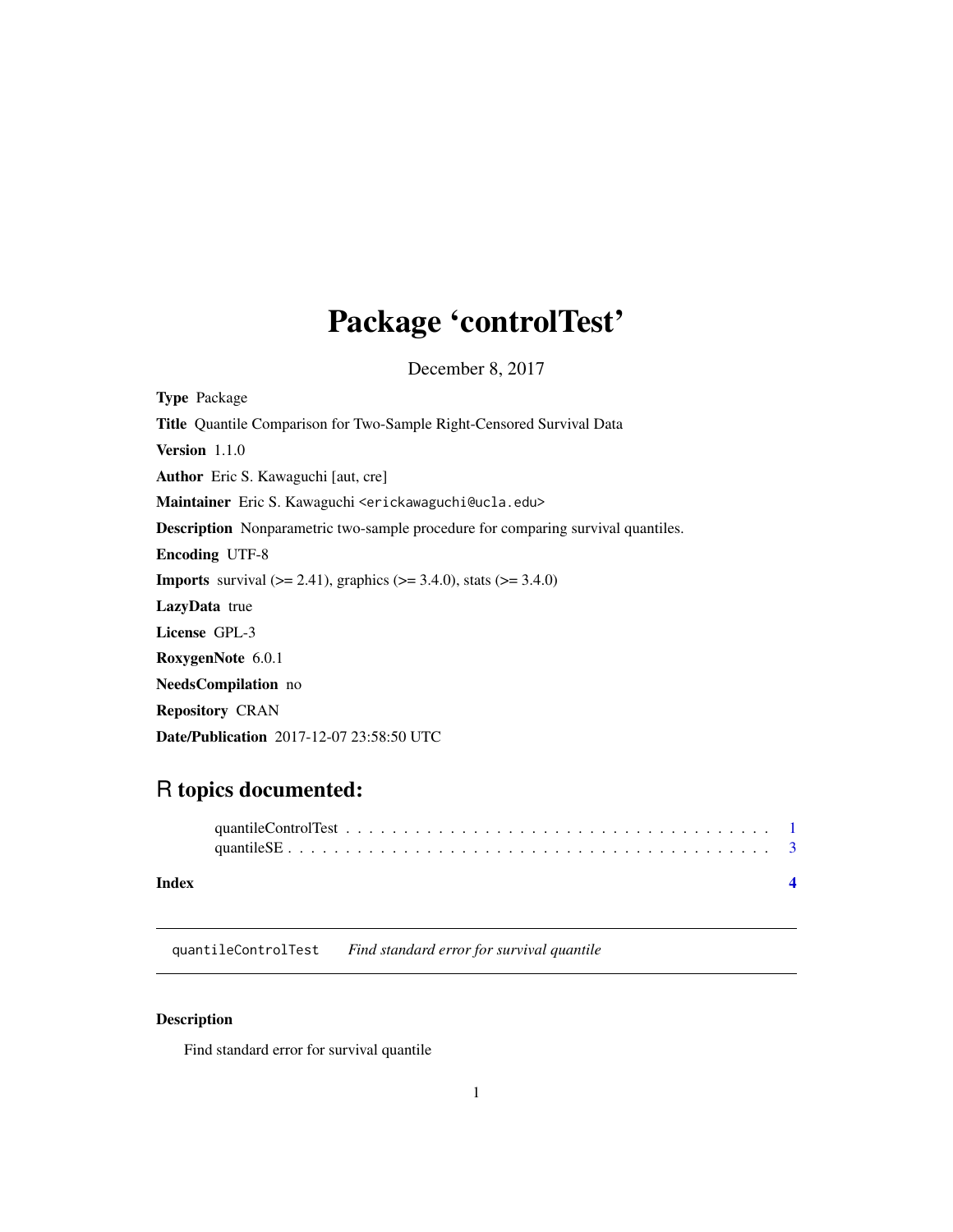# Package 'controlTest'

December 8, 2017

**Type** Package

**Title** Quantile Comparison for Two-Sample Right-Censored Survival Data

**Version** 1.1.0

**Author** Eric S. Kawaguchi [aut, cre]

**Maintainer** Eric S. Kawaguchi <erickawaguchi@ucla.edu>

**Description** Nonparametric two-sample procedure for comparing survival quantiles.

**Encoding** UTF-8

**Imports** survival (>= 2.41), graphics (>= 3.4.0), stats (>= 3.4.0)

**LazyData** true

**License** GPL-3

**RoxygenNote** 6.0.1

**NeedsCompilation** no

**Repository** CRAN

**Date/Publication** 2017-12-07 23:58:50 UTC

## R topics documented:

quantileControlTest . . . . . . . . . . . . . . . . . . . . . . . . . . . . . . . . . . . . . . 1
quantileSE . . . . . . . . . . . . . . . . . . . . . . . . . . . . . . . . . . . . . . . . . . . 3

**Index** **4**

---

`quantileControlTest` *Find standard error for survival quantile*

---

### Description

Find standard error for survival quantile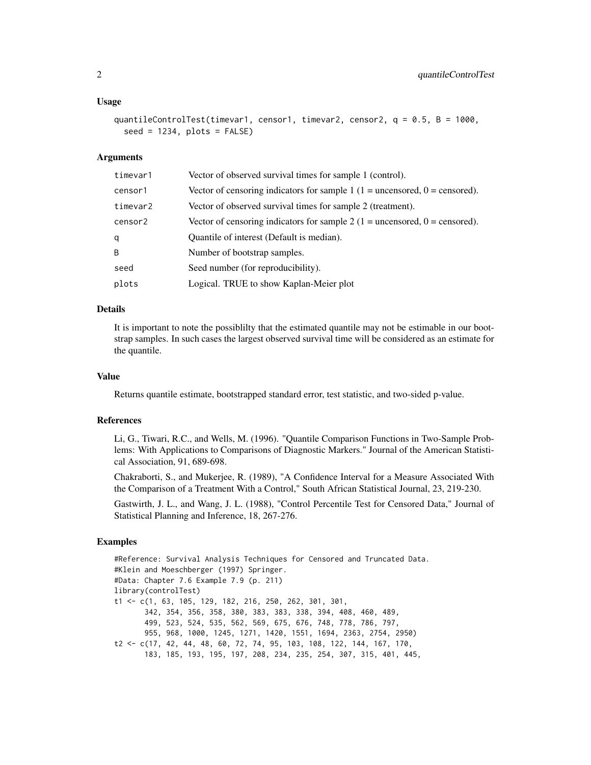### Usage

```
quantileControlTest(timevar1, censor1, timevar2, censor2, q = 0.5, B = 1000,
  seed = 1234, plots = FALSE)
```

### Arguments

| | |
|---|---|
| timevar1 | Vector of observed survival times for sample 1 (control). |
| censor1 | Vector of censoring indicators for sample 1 (1 = uncensored, 0 = censored). |
| timevar2 | Vector of observed survival times for sample 2 (treatment). |
| censor2 | Vector of censoring indicators for sample 2 (1 = uncensored, 0 = censored). |
| q | Quantile of interest (Default is median). |
| B | Number of bootstrap samples. |
| seed | Seed number (for reproducibility). |
| plots | Logical. TRUE to show Kaplan-Meier plot |

### Details

It is important to note the possiblilty that the estimated quantile may not be estimable in our bootstrap samples. In such cases the largest observed survival time will be considered as an estimate for the quantile.

### Value

Returns quantile estimate, bootstrapped standard error, test statistic, and two-sided p-value.

### References

Li, G., Tiwari, R.C., and Wells, M. (1996). "Quantile Comparison Functions in Two-Sample Problems: With Applications to Comparisons of Diagnostic Markers." Journal of the American Statistical Association, 91, 689-698.

Chakraborti, S., and Mukerjee, R. (1989), "A Confidence Interval for a Measure Associated With the Comparison of a Treatment With a Control," South African Statistical Journal, 23, 219-230.

Gastwirth, J. L., and Wang, J. L. (1988), "Control Percentile Test for Censored Data," Journal of Statistical Planning and Inference, 18, 267-276.

### Examples

```
#Reference: Survival Analysis Techniques for Censored and Truncated Data.
#Klein and Moeschberger (1997) Springer.
#Data: Chapter 7.6 Example 7.9 (p. 211)
library(controlTest)
t1 <- c(1, 63, 105, 129, 182, 216, 250, 262, 301, 301,
       342, 354, 356, 358, 380, 383, 383, 338, 394, 408, 460, 489,
       499, 523, 524, 535, 562, 569, 675, 676, 748, 778, 786, 797,
       955, 968, 1000, 1245, 1271, 1420, 1551, 1694, 2363, 2754, 2950)
t2 <- c(17, 42, 44, 48, 60, 72, 74, 95, 103, 108, 122, 144, 167, 170,
       183, 185, 193, 195, 197, 208, 234, 235, 254, 307, 315, 401, 445,
```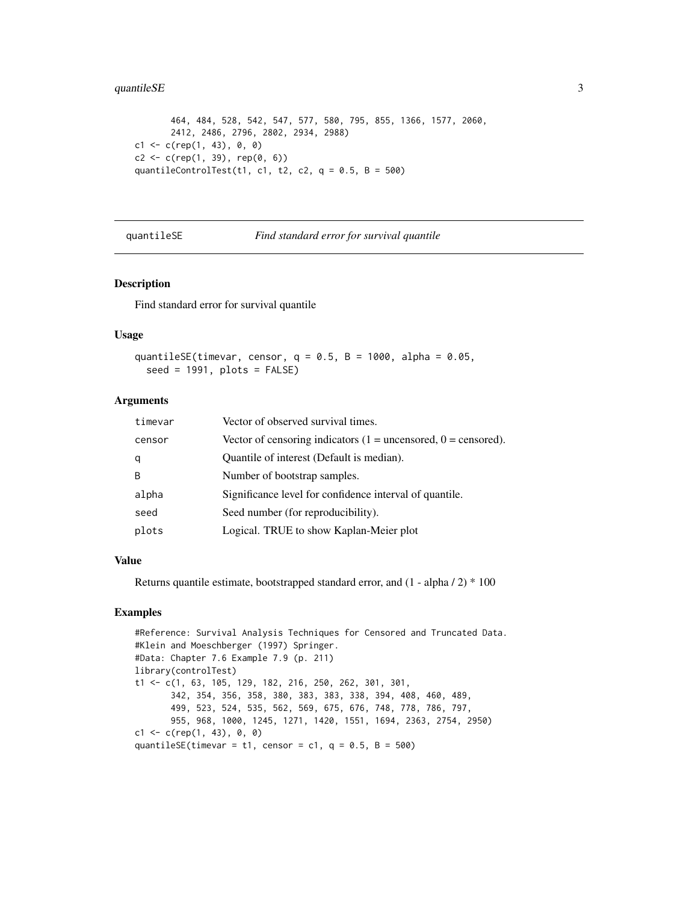```
       464, 484, 528, 542, 547, 577, 580, 795, 855, 1366, 1577, 2060,
       2412, 2486, 2796, 2802, 2934, 2988)
c1 <- c(rep(1, 43), 0, 0)
c2 <- c(rep(1, 39), rep(0, 6))
quantileControlTest(t1, c1, t2, c2, q = 0.5, B = 500)
```

## quantileSE *Find standard error for survival quantile*

### Description

Find standard error for survival quantile

### Usage

```
quantileSE(timevar, censor, q = 0.5, B = 1000, alpha = 0.05,
  seed = 1991, plots = FALSE)
```

### Arguments

| | |
|---|---|
| timevar | Vector of observed survival times. |
| censor | Vector of censoring indicators (1 = uncensored, 0 = censored). |
| q | Quantile of interest (Default is median). |
| B | Number of bootstrap samples. |
| alpha | Significance level for confidence interval of quantile. |
| seed | Seed number (for reproducibility). |
| plots | Logical. TRUE to show Kaplan-Meier plot |

### Value

Returns quantile estimate, bootstrapped standard error, and (1 - alpha / 2) * 100

### Examples

```
#Reference: Survival Analysis Techniques for Censored and Truncated Data.
#Klein and Moeschberger (1997) Springer.
#Data: Chapter 7.6 Example 7.9 (p. 211)
library(controlTest)
t1 <- c(1, 63, 105, 129, 182, 216, 250, 262, 301, 301,
       342, 354, 356, 358, 380, 383, 383, 338, 394, 408, 460, 489,
       499, 523, 524, 535, 562, 569, 675, 676, 748, 778, 786, 797,
       955, 968, 1000, 1245, 1271, 1420, 1551, 1694, 2363, 2754, 2950)
c1 <- c(rep(1, 43), 0, 0)
quantileSE(timevar = t1, censor = c1, q = 0.5, B = 500)
```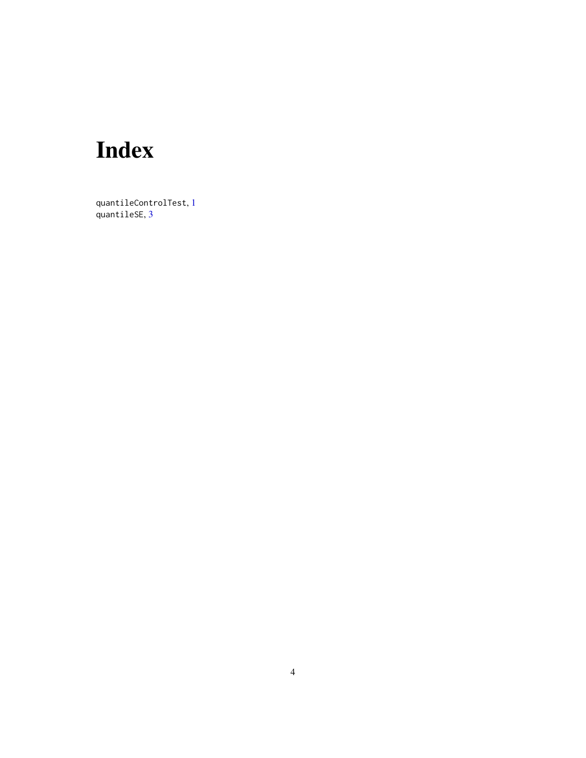# Index

quantileControlTest, 1
quantileSE, 3